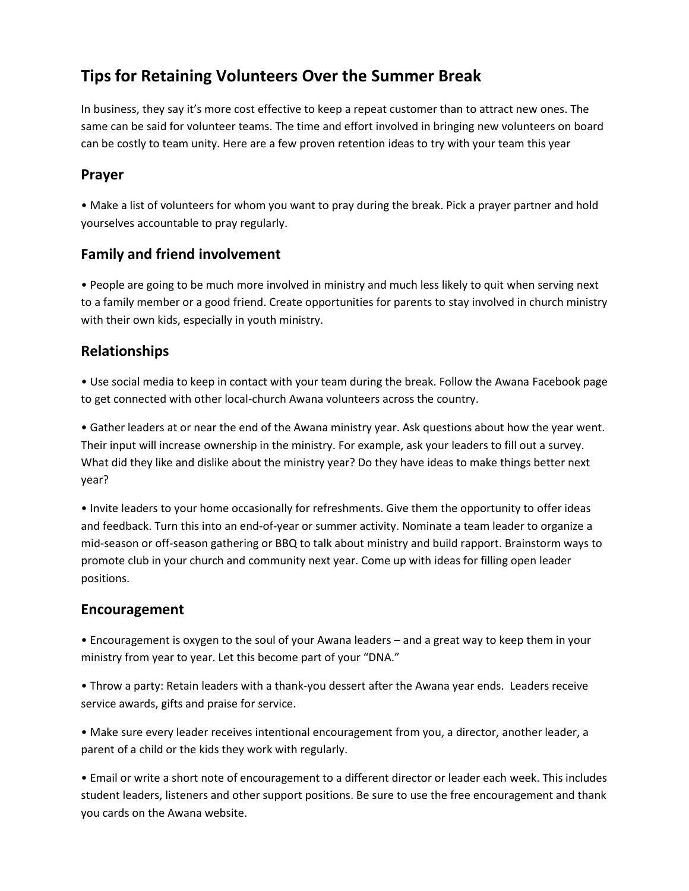# Tips for Retaining Volunteers Over the Summer Break

In business, they say it's more cost effective to keep a repeat customer than to attract new ones. The same can be said for volunteer teams. The time and effort involved in bringing new volunteers on board can be costly to team unity. Here are a few proven retention ideas to try with your team this year

## Prayer

• Make a list of volunteers for whom you want to pray during the break. Pick a prayer partner and hold yourselves accountable to pray regularly.

## Family and friend involvement

• People are going to be much more involved in ministry and much less likely to quit when serving next to a family member or a good friend. Create opportunities for parents to stay involved in church ministry with their own kids, especially in youth ministry.

## Relationships

• Use social media to keep in contact with your team during the break. Follow the Awana Facebook page to get connected with other local-church Awana volunteers across the country.

• Gather leaders at or near the end of the Awana ministry year. Ask questions about how the year went. Their input will increase ownership in the ministry. For example, ask your leaders to fill out a survey. What did they like and dislike about the ministry year? Do they have ideas to make things better next year?

• Invite leaders to your home occasionally for refreshments. Give them the opportunity to offer ideas and feedback. Turn this into an end-of-year or summer activity. Nominate a team leader to organize a mid-season or off-season gathering or BBQ to talk about ministry and build rapport. Brainstorm ways to promote club in your church and community next year. Come up with ideas for filling open leader positions.

## Encouragement

• Encouragement is oxygen to the soul of your Awana leaders – and a great way to keep them in your ministry from year to year. Let this become part of your "DNA."

• Throw a party: Retain leaders with a thank-you dessert after the Awana year ends. Leaders receive service awards, gifts and praise for service.

• Make sure every leader receives intentional encouragement from you, a director, another leader, a parent of a child or the kids they work with regularly.

• Email or write a short note of encouragement to a different director or leader each week. This includes student leaders, listeners and other support positions. Be sure to use the free encouragement and thank you cards on the Awana website.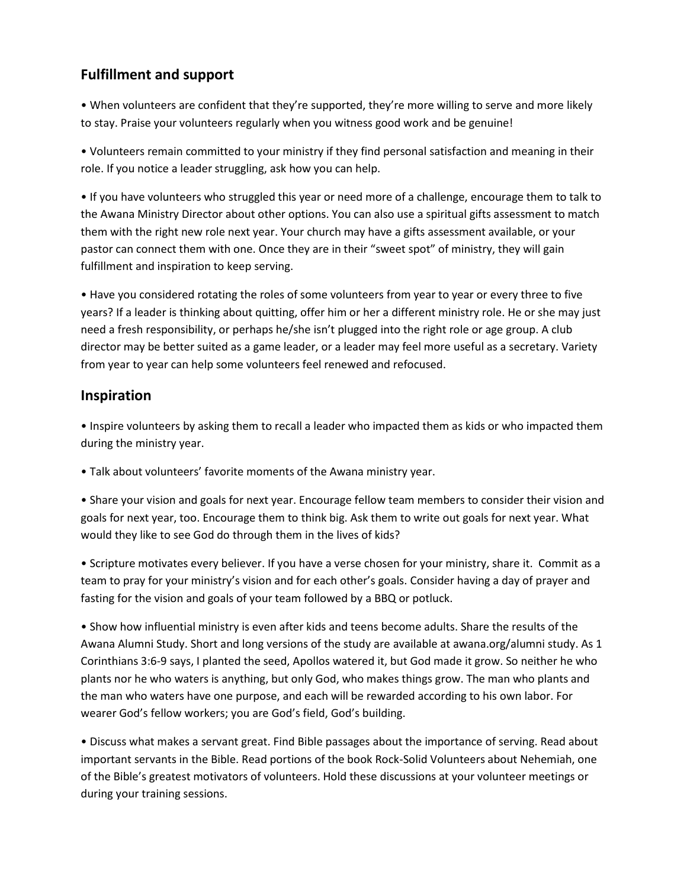## Fulfillment and support

• When volunteers are confident that they're supported, they're more willing to serve and more likely to stay. Praise your volunteers regularly when you witness good work and be genuine!

• Volunteers remain committed to your ministry if they find personal satisfaction and meaning in their role. If you notice a leader struggling, ask how you can help.

• If you have volunteers who struggled this year or need more of a challenge, encourage them to talk to the Awana Ministry Director about other options. You can also use a spiritual gifts assessment to match them with the right new role next year. Your church may have a gifts assessment available, or your pastor can connect them with one. Once they are in their "sweet spot" of ministry, they will gain fulfillment and inspiration to keep serving.

• Have you considered rotating the roles of some volunteers from year to year or every three to five years? If a leader is thinking about quitting, offer him or her a different ministry role. He or she may just need a fresh responsibility, or perhaps he/she isn't plugged into the right role or age group. A club director may be better suited as a game leader, or a leader may feel more useful as a secretary. Variety from year to year can help some volunteers feel renewed and refocused.

## Inspiration

• Inspire volunteers by asking them to recall a leader who impacted them as kids or who impacted them during the ministry year.

• Talk about volunteers' favorite moments of the Awana ministry year.

• Share your vision and goals for next year. Encourage fellow team members to consider their vision and goals for next year, too. Encourage them to think big. Ask them to write out goals for next year. What would they like to see God do through them in the lives of kids?

• Scripture motivates every believer. If you have a verse chosen for your ministry, share it. Commit as a team to pray for your ministry's vision and for each other's goals. Consider having a day of prayer and fasting for the vision and goals of your team followed by a BBQ or potluck.

• Show how influential ministry is even after kids and teens become adults. Share the results of the Awana Alumni Study. Short and long versions of the study are available at awana.org/alumni study. As 1 Corinthians 3:6-9 says, I planted the seed, Apollos watered it, but God made it grow. So neither he who plants nor he who waters is anything, but only God, who makes things grow. The man who plants and the man who waters have one purpose, and each will be rewarded according to his own labor. For wearer God's fellow workers; you are God's field, God's building.

• Discuss what makes a servant great. Find Bible passages about the importance of serving. Read about important servants in the Bible. Read portions of the book Rock-Solid Volunteers about Nehemiah, one of the Bible's greatest motivators of volunteers. Hold these discussions at your volunteer meetings or during your training sessions.